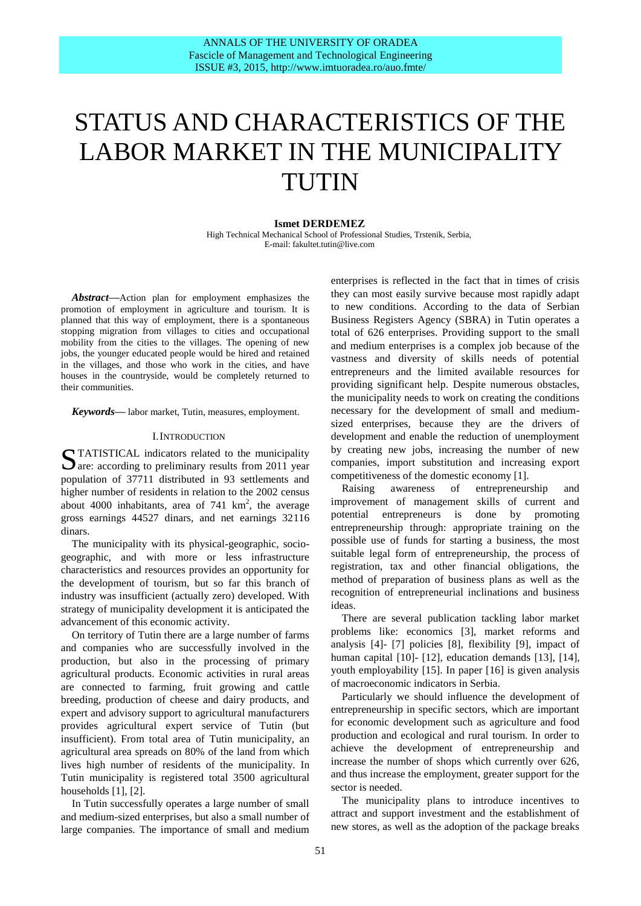# STATUS AND CHARACTERISTICS OF THE LABOR MARKET IN THE MUNICIPALITY TUTIN

**Ismet DERDEMEZ**

High Technical Mechanical School of Professional Studies, Trstenik, Serbia,
E-mail: fakultet.tutin@live.com

***Abstract*—**Action plan for employment emphasizes the promotion of employment in agriculture and tourism. It is planned that this way of employment, there is a spontaneous stopping migration from villages to cities and occupational mobility from the cities to the villages. The opening of new jobs, the younger educated people would be hired and retained in the villages, and those who work in the cities, and have houses in the countryside, would be completely returned to their communities.

***Keywords*—** labor market, Tutin, measures, employment.

## I. INTRODUCTION

STATISTICAL indicators related to the municipality are: according to preliminary results from 2011 year population of 37711 distributed in 93 settlements and higher number of residents in relation to the 2002 census about 4000 inhabitants, area of 741 km$^2$, the average gross earnings 44527 dinars, and net earnings 32116 dinars.

The municipality with its physical-geographic, socio-geographic, and with more or less infrastructure characteristics and resources provides an opportunity for the development of tourism, but so far this branch of industry was insufficient (actually zero) developed. With strategy of municipality development it is anticipated the advancement of this economic activity.

On territory of Tutin there are a large number of farms and companies who are successfully involved in the production, but also in the processing of primary agricultural products. Economic activities in rural areas are connected to farming, fruit growing and cattle breeding, production of cheese and dairy products, and expert and advisory support to agricultural manufacturers provides agricultural expert service of Tutin (but insufficient). From total area of Tutin municipality, an agricultural area spreads on 80% of the land from which lives high number of residents of the municipality. In Tutin municipality is registered total 3500 agricultural households [1], [2].

In Tutin successfully operates a large number of small and medium-sized enterprises, but also a small number of large companies. The importance of small and medium enterprises is reflected in the fact that in times of crisis they can most easily survive because most rapidly adapt to new conditions. According to the data of Serbian Business Registers Agency (SBRA) in Tutin operates a total of 626 enterprises. Providing support to the small and medium enterprises is a complex job because of the vastness and diversity of skills needs of potential entrepreneurs and the limited available resources for providing significant help. Despite numerous obstacles, the municipality needs to work on creating the conditions necessary for the development of small and medium-sized enterprises, because they are the drivers of development and enable the reduction of unemployment by creating new jobs, increasing the number of new companies, import substitution and increasing export competitiveness of the domestic economy [1].

Raising awareness of entrepreneurship and improvement of management skills of current and potential entrepreneurs is done by promoting entrepreneurship through: appropriate training on the possible use of funds for starting a business, the most suitable legal form of entrepreneurship, the process of registration, tax and other financial obligations, the method of preparation of business plans as well as the recognition of entrepreneurial inclinations and business ideas.

There are several publication tackling labor market problems like: economics [3], market reforms and analysis [4]- [7] policies [8], flexibility [9], impact of human capital [10]- [12], education demands [13], [14], youth employability [15]. In paper [16] is given analysis of macroeconomic indicators in Serbia.

Particularly we should influence the development of entrepreneurship in specific sectors, which are important for economic development such as agriculture and food production and ecological and rural tourism. In order to achieve the development of entrepreneurship and increase the number of shops which currently over 626, and thus increase the employment, greater support for the sector is needed.

The municipality plans to introduce incentives to attract and support investment and the establishment of new stores, as well as the adoption of the package breaks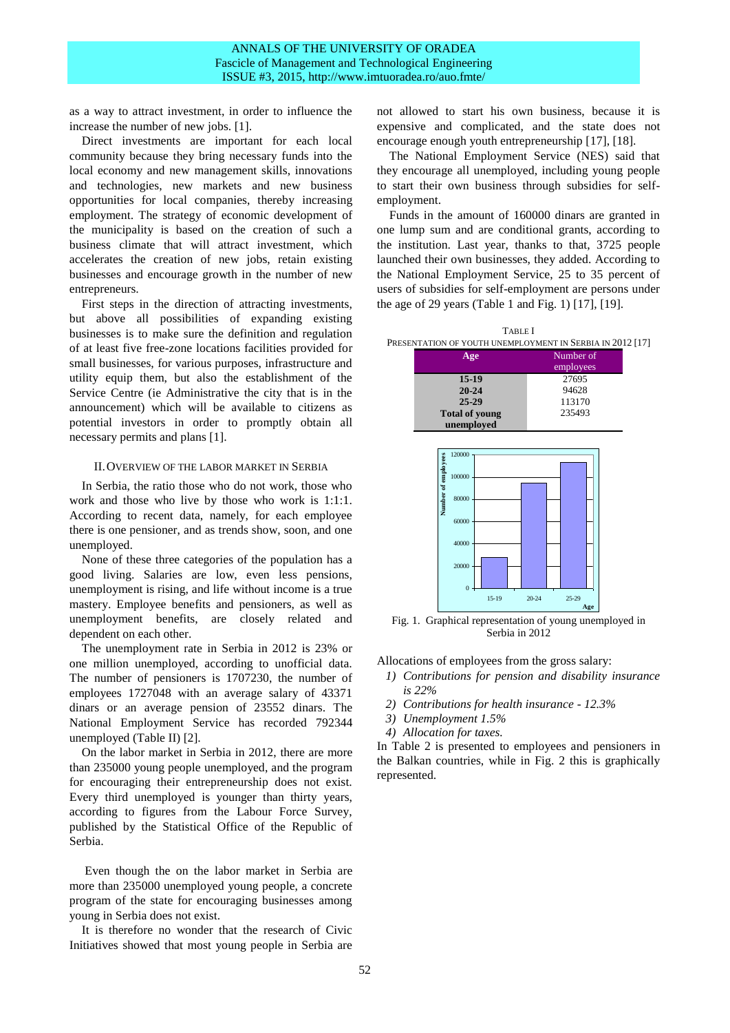as a way to attract investment, in order to influence the increase the number of new jobs. [1].

Direct investments are important for each local community because they bring necessary funds into the local economy and new management skills, innovations and technologies, new markets and new business opportunities for local companies, thereby increasing employment. The strategy of economic development of the municipality is based on the creation of such a business climate that will attract investment, which accelerates the creation of new jobs, retain existing businesses and encourage growth in the number of new entrepreneurs.

First steps in the direction of attracting investments, but above all possibilities of expanding existing businesses is to make sure the definition and regulation of at least five free-zone locations facilities provided for small businesses, for various purposes, infrastructure and utility equip them, but also the establishment of the Service Centre (ie Administrative the city that is in the announcement) which will be available to citizens as potential investors in order to promptly obtain all necessary permits and plans [1].

## II. Overview of the Labor Market in Serbia

In Serbia, the ratio those who do not work, those who work and those who live by those who work is 1:1:1. According to recent data, namely, for each employee there is one pensioner, and as trends show, soon, and one unemployed.

None of these three categories of the population has a good living. Salaries are low, even less pensions, unemployment is rising, and life without income is a true mastery. Employee benefits and pensioners, as well as unemployment benefits, are closely related and dependent on each other.

The unemployment rate in Serbia in 2012 is 23% or one million unemployed, according to unofficial data. The number of pensioners is 1707230, the number of employees 1727048 with an average salary of 43371 dinars or an average pension of 23552 dinars. The National Employment Service has recorded 792344 unemployed (Table II) [2].

On the labor market in Serbia in 2012, there are more than 235000 young people unemployed, and the program for encouraging their entrepreneurship does not exist. Every third unemployed is younger than thirty years, according to figures from the Labour Force Survey, published by the Statistical Office of the Republic of Serbia.

Even though the on the labor market in Serbia are more than 235000 unemployed young people, a concrete program of the state for encouraging businesses among young in Serbia does not exist.

It is therefore no wonder that the research of Civic Initiatives showed that most young people in Serbia are not allowed to start his own business, because it is expensive and complicated, and the state does not encourage enough youth entrepreneurship [17], [18].

The National Employment Service (NES) said that they encourage all unemployed, including young people to start their own business through subsidies for self-employment.

Funds in the amount of 160000 dinars are granted in one lump sum and are conditional grants, according to the institution. Last year, thanks to that, 3725 people launched their own businesses, they added. According to the National Employment Service, 25 to 35 percent of users of subsidies for self-employment are persons under the age of 29 years (Table 1 and Fig. 1) [17], [19].

TABLE I
PRESENTATION OF YOUTH UNEMPLOYMENT IN SERBIA IN 2012 [17]

| Age | Number of employees |
|---|---|
| **15-19** | 27695 |
| **20-24** | 94628 |
| **25-29** | 113170 |
| **Total of young unemployed** | 235493 |

Fig. 1. Graphical representation of young unemployed in Serbia in 2012

Allocations of employees from the gross salary:

1) *Contributions for pension and disability insurance is 22%*
2) *Contributions for health insurance - 12.3%*
3) *Unemployment 1.5%*
4) *Allocation for taxes.*

In Table 2 is presented to employees and pensioners in the Balkan countries, while in Fig. 2 this is graphically represented.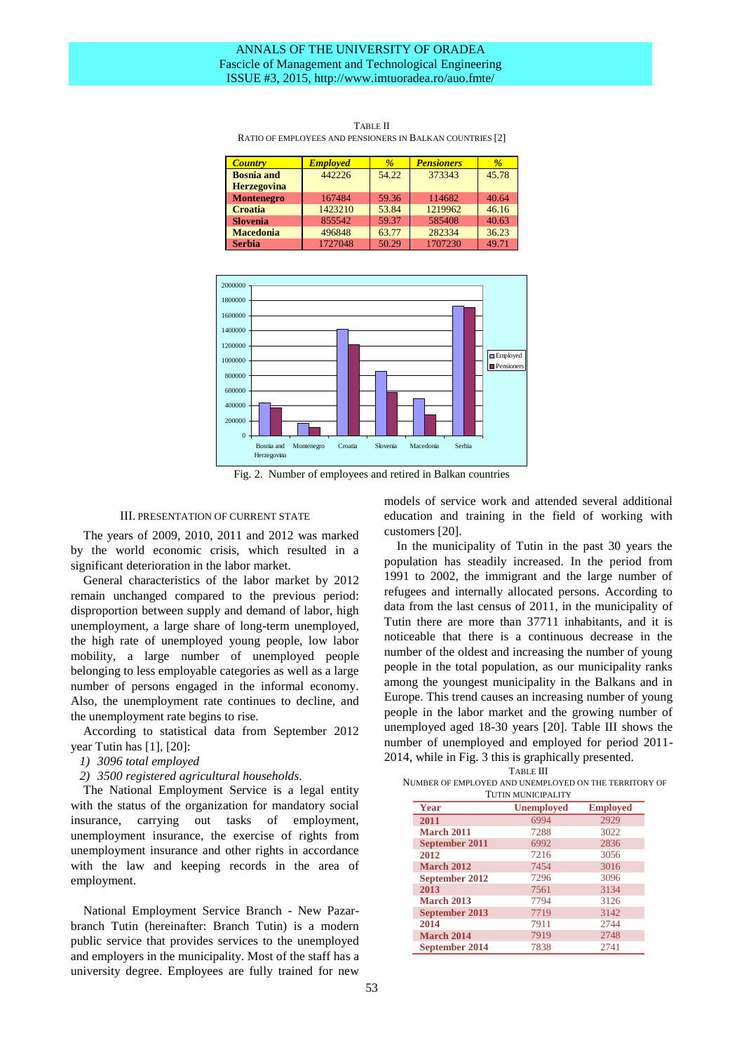TABLE II

RATIO OF EMPLOYEES AND PENSIONERS IN BALKAN COUNTRIES [2]

| Country | Employed | % | Pensioners | % |
|---|---|---|---|---|
| Bosnia and Herzegovina | 442226 | 54.22 | 373343 | 45.78 |
| Montenegro | 167484 | 59.36 | 114682 | 40.64 |
| Croatia | 1423210 | 53.84 | 1219962 | 46.16 |
| Slovenia | 855542 | 59.37 | 585408 | 40.63 |
| Macedonia | 496848 | 63.77 | 282334 | 36.23 |
| Serbia | 1727048 | 50.29 | 1707230 | 49.71 |

Fig. 2. Number of employees and retired in Balkan countries

## III. PRESENTATION OF CURRENT STATE

The years of 2009, 2010, 2011 and 2012 was marked by the world economic crisis, which resulted in a significant deterioration in the labor market.

General characteristics of the labor market by 2012 remain unchanged compared to the previous period: disproportion between supply and demand of labor, high unemployment, a large share of long-term unemployed, the high rate of unemployed young people, low labor mobility, a large number of unemployed people belonging to less employable categories as well as a large number of persons engaged in the informal economy. Also, the unemployment rate continues to decline, and the unemployment rate begins to rise.

According to statistical data from September 2012 year Tutin has [1], [20]:

1) *3096 total employed*
2) *3500 registered agricultural households.*

The National Employment Service is a legal entity with the status of the organization for mandatory social insurance, carrying out tasks of employment, unemployment insurance, the exercise of rights from unemployment insurance and other rights in accordance with the law and keeping records in the area of employment.

National Employment Service Branch - New Pazar-branch Tutin (hereinafter: Branch Tutin) is a modern public service that provides services to the unemployed and employers in the municipality. Most of the staff has a university degree. Employees are fully trained for new models of service work and attended several additional education and training in the field of working with customers [20].

In the municipality of Tutin in the past 30 years the population has steadily increased. In the period from 1991 to 2002, the immigrant and the large number of refugees and internally allocated persons. According to data from the last census of 2011, in the municipality of Tutin there are more than 37711 inhabitants, and it is noticeable that there is a continuous decrease in the number of the oldest and increasing the number of young people in the total population, as our municipality ranks among the youngest municipality in the Balkans and in Europe. This trend causes an increasing number of young people in the labor market and the growing number of unemployed aged 18-30 years [20]. Table III shows the number of unemployed and employed for period 2011-2014, while in Fig. 3 this is graphically presented.

TABLE III

NUMBER OF EMPLOYED AND UNEMPLOYED ON THE TERRITORY OF TUTIN MUNICIPALITY

| Year | Unemployed | Employed |
|---|---|---|
| 2011 | 6994 | 2929 |
| March 2011 | 7288 | 3022 |
| September 2011 | 6992 | 2836 |
| 2012 | 7216 | 3056 |
| March 2012 | 7454 | 3016 |
| September 2012 | 7296 | 3096 |
| 2013 | 7561 | 3134 |
| March 2013 | 7794 | 3126 |
| September 2013 | 7719 | 3142 |
| 2014 | 7911 | 2744 |
| March 2014 | 7919 | 2748 |
| September 2014 | 7838 | 2741 |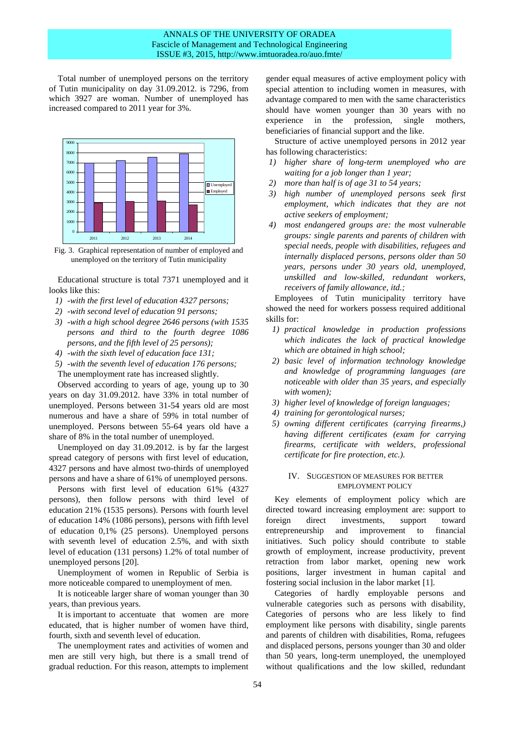Total number of unemployed persons on the territory of Tutin municipality on day 31.09.2012. is 7296, from which 3927 are woman. Number of unemployed has increased compared to 2011 year for 3%.

Fig. 3. Graphical representation of number of employed and unemployed on the territory of Tutin municipality

Educational structure is total 7371 unemployed and it looks like this:

1) *-with the first level of education 4327 persons;*
2) *-with second level of education 91 persons;*
3) *-with a high school degree 2646 persons (with 1535 persons and third to the fourth degree 1086 persons, and the fifth level of 25 persons);*
4) *-with the sixth level of education face 131;*
5) *-with the seventh level of education 176 persons;*

The unemployment rate has increased slightly.

Observed according to years of age, young up to 30 years on day 31.09.2012. have 33% in total number of unemployed. Persons between 31-54 years old are most numerous and have a share of 59% in total number of unemployed. Persons between 55-64 years old have a share of 8% in the total number of unemployed.

Unemployed on day 31.09.2012. is by far the largest spread category of persons with first level of education, 4327 persons and have almost two-thirds of unemployed persons and have a share of 61% of unemployed persons.

Persons with first level of education 61% (4327 persons), then follow persons with third level of education 21% (1535 persons). Persons with fourth level of education 14% (1086 persons), persons with fifth level of education 0,1% (25 persons). Unemployed persons with seventh level of education 2.5%, and with sixth level of education (131 persons) 1.2% of total number of unemployed persons [20].

Unemployment of women in Republic of Serbia is more noticeable compared to unemployment of men.

It is noticeable larger share of woman younger than 30 years, than previous years.

It is important to accentuate that women are more educated, that is higher number of women have third, fourth, sixth and seventh level of education.

The unemployment rates and activities of women and men are still very high, but there is a small trend of gradual reduction. For this reason, attempts to implement gender equal measures of active employment policy with special attention to including women in measures, with advantage compared to men with the same characteristics should have women younger than 30 years with no experience in the profession, single mothers, beneficiaries of financial support and the like.

Structure of active unemployed persons in 2012 year has following characteristics:

1) *higher share of long-term unemployed who are waiting for a job longer than 1 year;*
2) *more than half is of age 31 to 54 years;*
3) *high number of unemployed persons seek first employment, which indicates that they are not active seekers of employment;*
4) *most endangered groups are: the most vulnerable groups: single parents and parents of children with special needs, people with disabilities, refugees and internally displaced persons, persons older than 50 years, persons under 30 years old, unemployed, unskilled and low-skilled, redundant workers, receivers of family allowance, itd.;*

Employees of Tutin municipality territory have showed the need for workers possess required additional skills for:

1) *practical knowledge in production professions which indicates the lack of practical knowledge which are obtained in high school;*
2) *basic level of information technology knowledge and knowledge of programming languages (are noticeable with older than 35 years, and especially with women);*
3) *higher level of knowledge of foreign languages;*
4) *training for gerontological nurses;*
5) *owning different certificates (carrying firearms,) having different certificates (exam for carrying firearms, certificate with welders, professional certificate for fire protection, etc.).*

## IV. Suggestion of Measures for Better Employment Policy

Key elements of employment policy which are directed toward increasing employment are: support to foreign direct investments, support toward entrepreneurship and improvement to financial initiatives. Such policy should contribute to stable growth of employment, increase productivity, prevent retraction from labor market, opening new work positions, larger investment in human capital and fostering social inclusion in the labor market [1].

Categories of hardly employable persons and vulnerable categories such as persons with disability, Categories of persons who are less likely to find employment like persons with disability, single parents and parents of children with disabilities, Roma, refugees and displaced persons, persons younger than 30 and older than 50 years, long-term unemployed, the unemployed without qualifications and the low skilled, redundant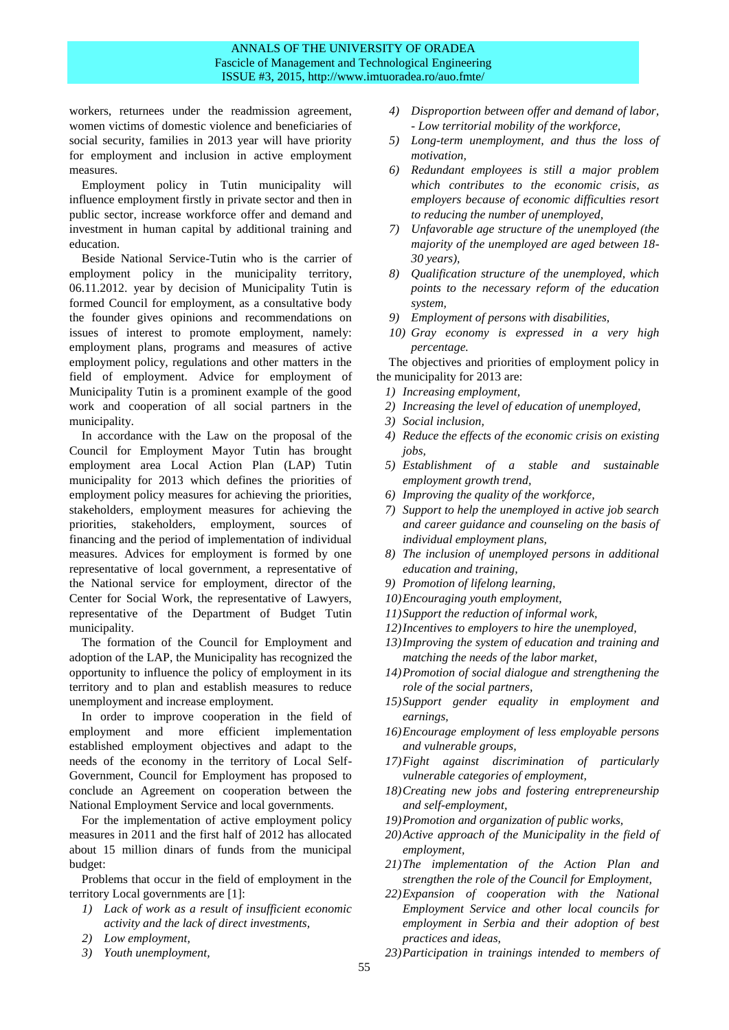workers, returnees under the readmission agreement, women victims of domestic violence and beneficiaries of social security, families in 2013 year will have priority for employment and inclusion in active employment measures.

Employment policy in Tutin municipality will influence employment firstly in private sector and then in public sector, increase workforce offer and demand and investment in human capital by additional training and education.

Beside National Service-Tutin who is the carrier of employment policy in the municipality territory, 06.11.2012. year by decision of Municipality Tutin is formed Council for employment, as a consultative body the founder gives opinions and recommendations on issues of interest to promote employment, namely: employment plans, programs and measures of active employment policy, regulations and other matters in the field of employment. Advice for employment of Municipality Tutin is a prominent example of the good work and cooperation of all social partners in the municipality.

In accordance with the Law on the proposal of the Council for Employment Mayor Tutin has brought employment area Local Action Plan (LAP) Tutin municipality for 2013 which defines the priorities of employment policy measures for achieving the priorities, stakeholders, employment measures for achieving the priorities, stakeholders, employment, sources of financing and the period of implementation of individual measures. Advices for employment is formed by one representative of local government, a representative of the National service for employment, director of the Center for Social Work, the representative of Lawyers, representative of the Department of Budget Tutin municipality.

The formation of the Council for Employment and adoption of the LAP, the Municipality has recognized the opportunity to influence the policy of employment in its territory and to plan and establish measures to reduce unemployment and increase employment.

In order to improve cooperation in the field of employment and more efficient implementation established employment objectives and adapt to the needs of the economy in the territory of Local Self-Government, Council for Employment has proposed to conclude an Agreement on cooperation between the National Employment Service and local governments.

For the implementation of active employment policy measures in 2011 and the first half of 2012 has allocated about 15 million dinars of funds from the municipal budget:

Problems that occur in the field of employment in the territory Local governments are [1]:

1) *Lack of work as a result of insufficient economic activity and the lack of direct investments,*
2) *Low employment,*
3) *Youth unemployment,*
4) *Disproportion between offer and demand of labor, - Low territorial mobility of the workforce,*
5) *Long-term unemployment, and thus the loss of motivation,*
6) *Redundant employees is still a major problem which contributes to the economic crisis, as employers because of economic difficulties resort to reducing the number of unemployed,*
7) *Unfavorable age structure of the unemployed (the majority of the unemployed are aged between 18-30 years),*
8) *Qualification structure of the unemployed, which points to the necessary reform of the education system,*
9) *Employment of persons with disabilities,*
10) *Gray economy is expressed in a very high percentage.*

The objectives and priorities of employment policy in the municipality for 2013 are:

1) *Increasing employment,*
2) *Increasing the level of education of unemployed,*
3) *Social inclusion,*
4) *Reduce the effects of the economic crisis on existing jobs,*
5) *Establishment of a stable and sustainable employment growth trend,*
6) *Improving the quality of the workforce,*
7) *Support to help the unemployed in active job search and career guidance and counseling on the basis of individual employment plans,*
8) *The inclusion of unemployed persons in additional education and training,*
9) *Promotion of lifelong learning,*
10) *Encouraging youth employment,*
11) *Support the reduction of informal work,*
12) *Incentives to employers to hire the unemployed,*
13) *Improving the system of education and training and matching the needs of the labor market,*
14) *Promotion of social dialogue and strengthening the role of the social partners,*
15) *Support gender equality in employment and earnings,*
16) *Encourage employment of less employable persons and vulnerable groups,*
17) *Fight against discrimination of particularly vulnerable categories of employment,*
18) *Creating new jobs and fostering entrepreneurship and self-employment,*
19) *Promotion and organization of public works,*
20) *Active approach of the Municipality in the field of employment,*
21) *The implementation of the Action Plan and strengthen the role of the Council for Employment,*
22) *Expansion of cooperation with the National Employment Service and other local councils for employment in Serbia and their adoption of best practices and ideas,*
23) *Participation in trainings intended to members of*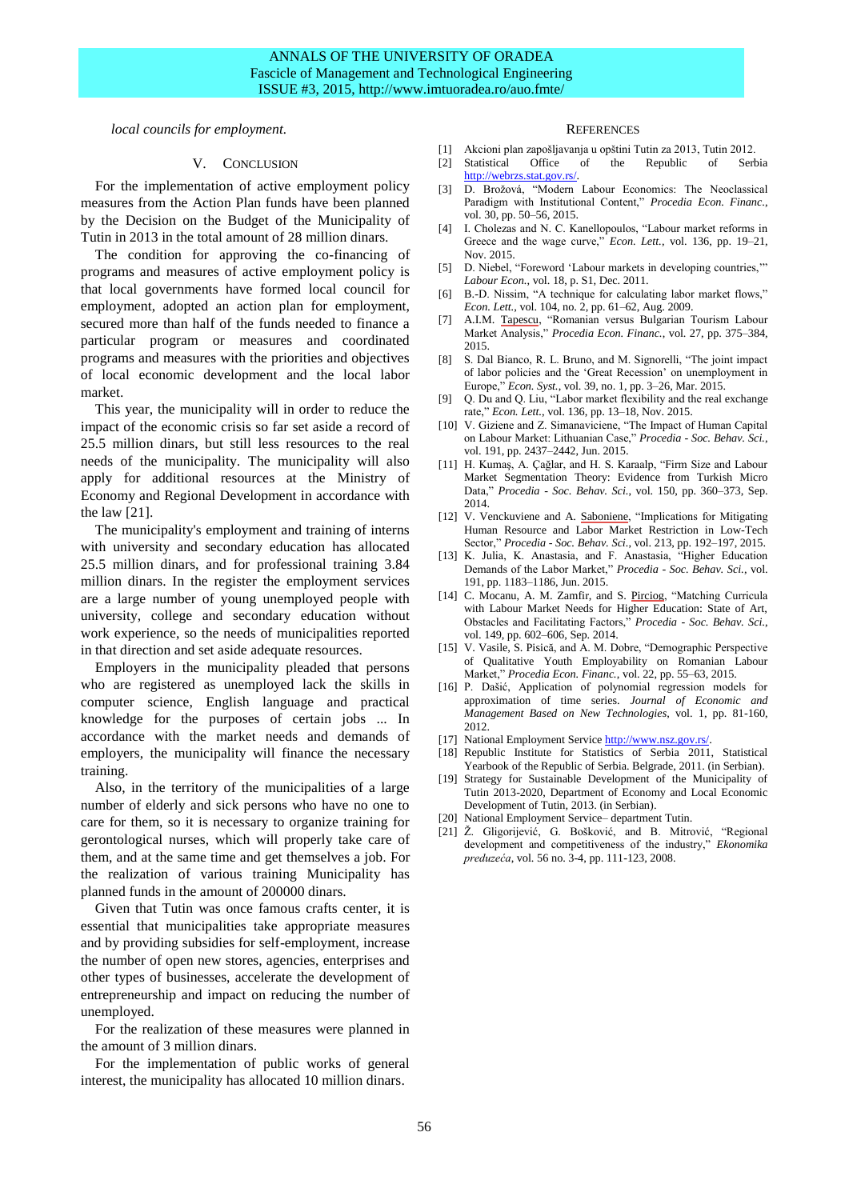*local councils for employment.*

## V. Conclusion

For the implementation of active employment policy measures from the Action Plan funds have been planned by the Decision on the Budget of the Municipality of Tutin in 2013 in the total amount of 28 million dinars.

The condition for approving the co-financing of programs and measures of active employment policy is that local governments have formed local council for employment, adopted an action plan for employment, secured more than half of the funds needed to finance a particular program or measures and coordinated programs and measures with the priorities and objectives of local economic development and the local labor market.

This year, the municipality will in order to reduce the impact of the economic crisis so far set aside a record of 25.5 million dinars, but still less resources to the real needs of the municipality. The municipality will also apply for additional resources at the Ministry of Economy and Regional Development in accordance with the law [21].

The municipality's employment and training of interns with university and secondary education has allocated 25.5 million dinars, and for professional training 3.84 million dinars. In the register the employment services are a large number of young unemployed people with university, college and secondary education without work experience, so the needs of municipalities reported in that direction and set aside adequate resources.

Employers in the municipality pleaded that persons who are registered as unemployed lack the skills in computer science, English language and practical knowledge for the purposes of certain jobs ... In accordance with the market needs and demands of employers, the municipality will finance the necessary training.

Also, in the territory of the municipalities of a large number of elderly and sick persons who have no one to care for them, so it is necessary to organize training for gerontological nurses, which will properly take care of them, and at the same time and get themselves a job. For the realization of various training Municipality has planned funds in the amount of 200000 dinars.

Given that Tutin was once famous crafts center, it is essential that municipalities take appropriate measures and by providing subsidies for self-employment, increase the number of open new stores, agencies, enterprises and other types of businesses, accelerate the development of entrepreneurship and impact on reducing the number of unemployed.

For the realization of these measures were planned in the amount of 3 million dinars.

For the implementation of public works of general interest, the municipality has allocated 10 million dinars.

## References

[1] Akcioni plan zapošljavanja u opštini Tutin za 2013, Tutin 2012.

[2] Statistical Office of the Republic of Serbia http://webrzs.stat.gov.rs/.

[3] D. Brožová, "Modern Labour Economics: The Neoclassical Paradigm with Institutional Content," *Procedia Econ. Financ.*, vol. 30, pp. 50–56, 2015.

[4] I. Cholezas and N. C. Kanellopoulos, "Labour market reforms in Greece and the wage curve," *Econ. Lett.*, vol. 136, pp. 19–21, Nov. 2015.

[5] D. Niebel, "Foreword 'Labour markets in developing countries,'" *Labour Econ.*, vol. 18, p. S1, Dec. 2011.

[6] B.-D. Nissim, "A technique for calculating labor market flows," *Econ. Lett.*, vol. 104, no. 2, pp. 61–62, Aug. 2009.

[7] A.I.M. Tapescu, "Romanian versus Bulgarian Tourism Labour Market Analysis," *Procedia Econ. Financ.*, vol. 27, pp. 375–384, 2015.

[8] S. Dal Bianco, R. L. Bruno, and M. Signorelli, "The joint impact of labor policies and the 'Great Recession' on unemployment in Europe," *Econ. Syst.*, vol. 39, no. 1, pp. 3–26, Mar. 2015.

[9] Q. Du and Q. Liu, "Labor market flexibility and the real exchange rate," *Econ. Lett.*, vol. 136, pp. 13–18, Nov. 2015.

[10] V. Giziene and Z. Simanaviciene, "The Impact of Human Capital on Labour Market: Lithuanian Case," *Procedia - Soc. Behav. Sci.*, vol. 191, pp. 2437–2442, Jun. 2015.

[11] H. Kumaş, A. Çağlar, and H. S. Karaalp, "Firm Size and Labour Market Segmentation Theory: Evidence from Turkish Micro Data," *Procedia - Soc. Behav. Sci.*, vol. 150, pp. 360–373, Sep. 2014.

[12] V. Venckuviene and A. Saboniene, "Implications for Mitigating Human Resource and Labor Market Restriction in Low-Tech Sector," *Procedia - Soc. Behav. Sci.*, vol. 213, pp. 192–197, 2015.

[13] K. Julia, K. Anastasia, and F. Anastasia, "Higher Education Demands of the Labor Market," *Procedia - Soc. Behav. Sci.*, vol. 191, pp. 1183–1186, Jun. 2015.

[14] C. Mocanu, A. M. Zamfir, and S. Pirciog, "Matching Curricula with Labour Market Needs for Higher Education: State of Art, Obstacles and Facilitating Factors," *Procedia - Soc. Behav. Sci.*, vol. 149, pp. 602–606, Sep. 2014.

[15] V. Vasile, S. Pisică, and A. M. Dobre, "Demographic Perspective of Qualitative Youth Employability on Romanian Labour Market," *Procedia Econ. Financ.*, vol. 22, pp. 55–63, 2015.

[16] P. Dašić, Application of polynomial regression models for approximation of time series. *Journal of Economic and Management Based on New Technologies*, vol. 1, pp. 81-160, 2012.

[17] National Employment Service http://www.nsz.gov.rs/.

[18] Republic Institute for Statistics of Serbia 2011, Statistical Yearbook of the Republic of Serbia. Belgrade, 2011. (in Serbian).

[19] Strategy for Sustainable Development of the Municipality of Tutin 2013-2020, Department of Economy and Local Economic Development of Tutin, 2013. (in Serbian).

[20] National Employment Service– department Tutin.

[21] Ž. Gligorijević, G. Bošković, and B. Mitrović, "Regional development and competitiveness of the industry," *Ekonomika preduzeća*, vol. 56 no. 3-4, pp. 111-123, 2008.